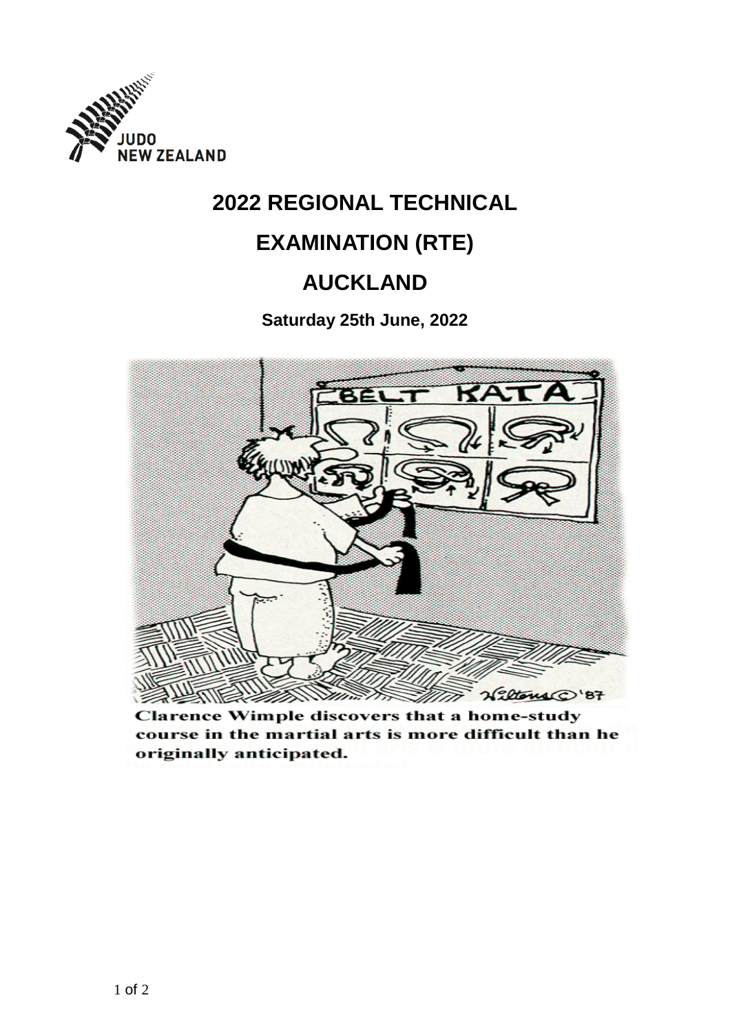# 2022 REGIONAL TECHNICAL

# EXAMINATION (RTE)

# AUCKLAND

**Saturday 25th June, 2022**

Clarence Wimple discovers that a home-study course in the martial arts is more difficult than he originally anticipated.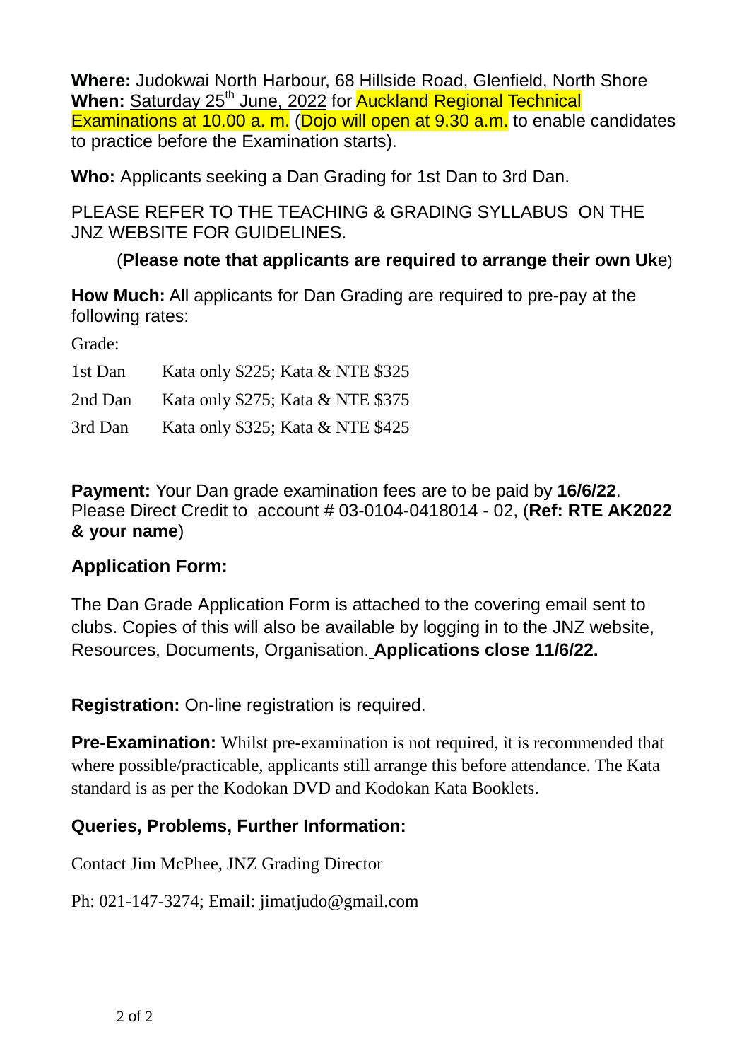**Where:** Judokwai North Harbour, 68 Hillside Road, Glenfield, North Shore
**When:** Saturday 25th June, 2022 for Auckland Regional Technical Examinations at 10.00 a. m. (Dojo will open at 9.30 a.m. to enable candidates to practice before the Examination starts).

**Who:** Applicants seeking a Dan Grading for 1st Dan to 3rd Dan.

PLEASE REFER TO THE TEACHING & GRADING SYLLABUS ON THE JNZ WEBSITE FOR GUIDELINES.

(**Please note that applicants are required to arrange their own Uk**e)

**How Much:** All applicants for Dan Grading are required to pre-pay at the following rates:

| Grade: | |
|---|---|
| 1st Dan | Kata only $225; Kata & NTE $325 |
| 2nd Dan | Kata only $275; Kata & NTE $375 |
| 3rd Dan | Kata only $325; Kata & NTE $425 |

**Payment:** Your Dan grade examination fees are to be paid by **16/6/22**. Please Direct Credit to account # 03-0104-0418014 - 02, (**Ref: RTE AK2022 & your name**)

## Application Form:

The Dan Grade Application Form is attached to the covering email sent to clubs. Copies of this will also be available by logging in to the JNZ website, Resources, Documents, Organisation. **Applications close 11/6/22.**

**Registration:** On-line registration is required.

**Pre-Examination:** Whilst pre-examination is not required, it is recommended that where possible/practicable, applicants still arrange this before attendance. The Kata standard is as per the Kodokan DVD and Kodokan Kata Booklets.

## Queries, Problems, Further Information:

Contact Jim McPhee, JNZ Grading Director

Ph: 021-147-3274; Email: jimatjudo@gmail.com